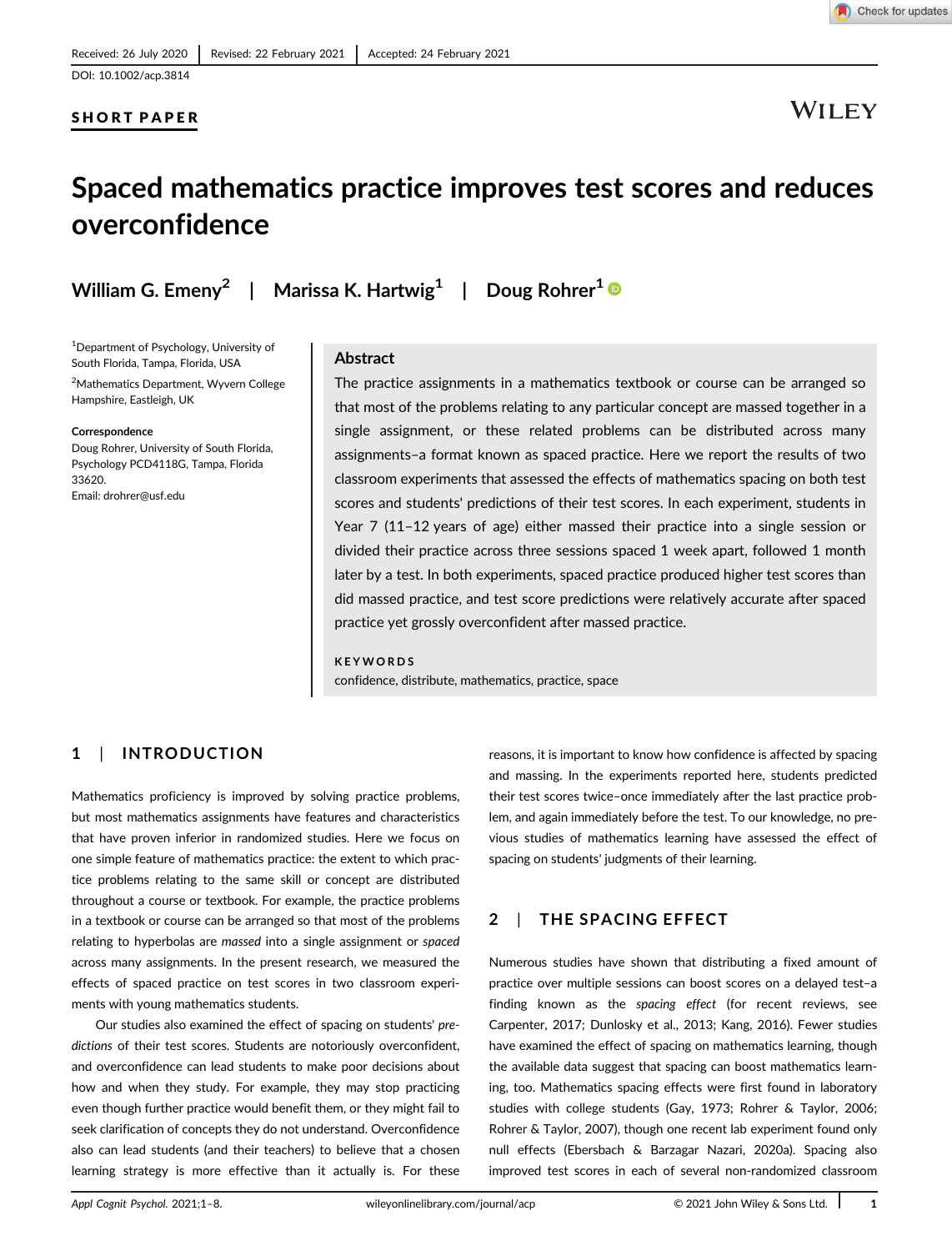Received: 26 July 2020 | Revised: 22 February 2021 | Accepted: 24 February 2021

DOI: 10.1002/acp.3814

SHORT PAPER

# Spaced mathematics practice improves test scores and reduces overconfidence

**William G. Emeny[2] | Marissa K. Hartwig[1] | Doug Rohrer[1]**

[1]Department of Psychology, University of South Florida, Tampa, Florida, USA

[2]Mathematics Department, Wyvern College Hampshire, Eastleigh, UK

**Correspondence**
Doug Rohrer, University of South Florida, Psychology PCD4118G, Tampa, Florida 33620.
Email: drohrer@usf.edu

## Abstract

The practice assignments in a mathematics textbook or course can be arranged so that most of the problems relating to any particular concept are massed together in a single assignment, or these related problems can be distributed across many assignments–a format known as spaced practice. Here we report the results of two classroom experiments that assessed the effects of mathematics spacing on both test scores and students' predictions of their test scores. In each experiment, students in Year 7 (11–12 years of age) either massed their practice into a single session or divided their practice across three sessions spaced 1 week apart, followed 1 month later by a test. In both experiments, spaced practice produced higher test scores than did massed practice, and test score predictions were relatively accurate after spaced practice yet grossly overconfident after massed practice.

**KEYWORDS**

confidence, distribute, mathematics, practice, space

## 1 | INTRODUCTION

Mathematics proficiency is improved by solving practice problems, but most mathematics assignments have features and characteristics that have proven inferior in randomized studies. Here we focus on one simple feature of mathematics practice: the extent to which practice problems relating to the same skill or concept are distributed throughout a course or textbook. For example, the practice problems in a textbook or course can be arranged so that most of the problems relating to hyperbolas are *massed* into a single assignment or *spaced* across many assignments. In the present research, we measured the effects of spaced practice on test scores in two classroom experiments with young mathematics students.

Our studies also examined the effect of spacing on students' *predictions* of their test scores. Students are notoriously overconfident, and overconfidence can lead students to make poor decisions about how and when they study. For example, they may stop practicing even though further practice would benefit them, or they might fail to seek clarification of concepts they do not understand. Overconfidence also can lead students (and their teachers) to believe that a chosen learning strategy is more effective than it actually is. For these reasons, it is important to know how confidence is affected by spacing and massing. In the experiments reported here, students predicted their test scores twice–once immediately after the last practice problem, and again immediately before the test. To our knowledge, no previous studies of mathematics learning have assessed the effect of spacing on students' judgments of their learning.

## 2 | THE SPACING EFFECT

Numerous studies have shown that distributing a fixed amount of practice over multiple sessions can boost scores on a delayed test–a finding known as the *spacing effect* (for recent reviews, see Carpenter, 2017; Dunlosky et al., 2013; Kang, 2016). Fewer studies have examined the effect of spacing on mathematics learning, though the available data suggest that spacing can boost mathematics learning, too. Mathematics spacing effects were first found in laboratory studies with college students (Gay, 1973; Rohrer & Taylor, 2006; Rohrer & Taylor, 2007), though one recent lab experiment found only null effects (Ebersbach & Barzagar Nazari, 2020a). Spacing also improved test scores in each of several non-randomized classroom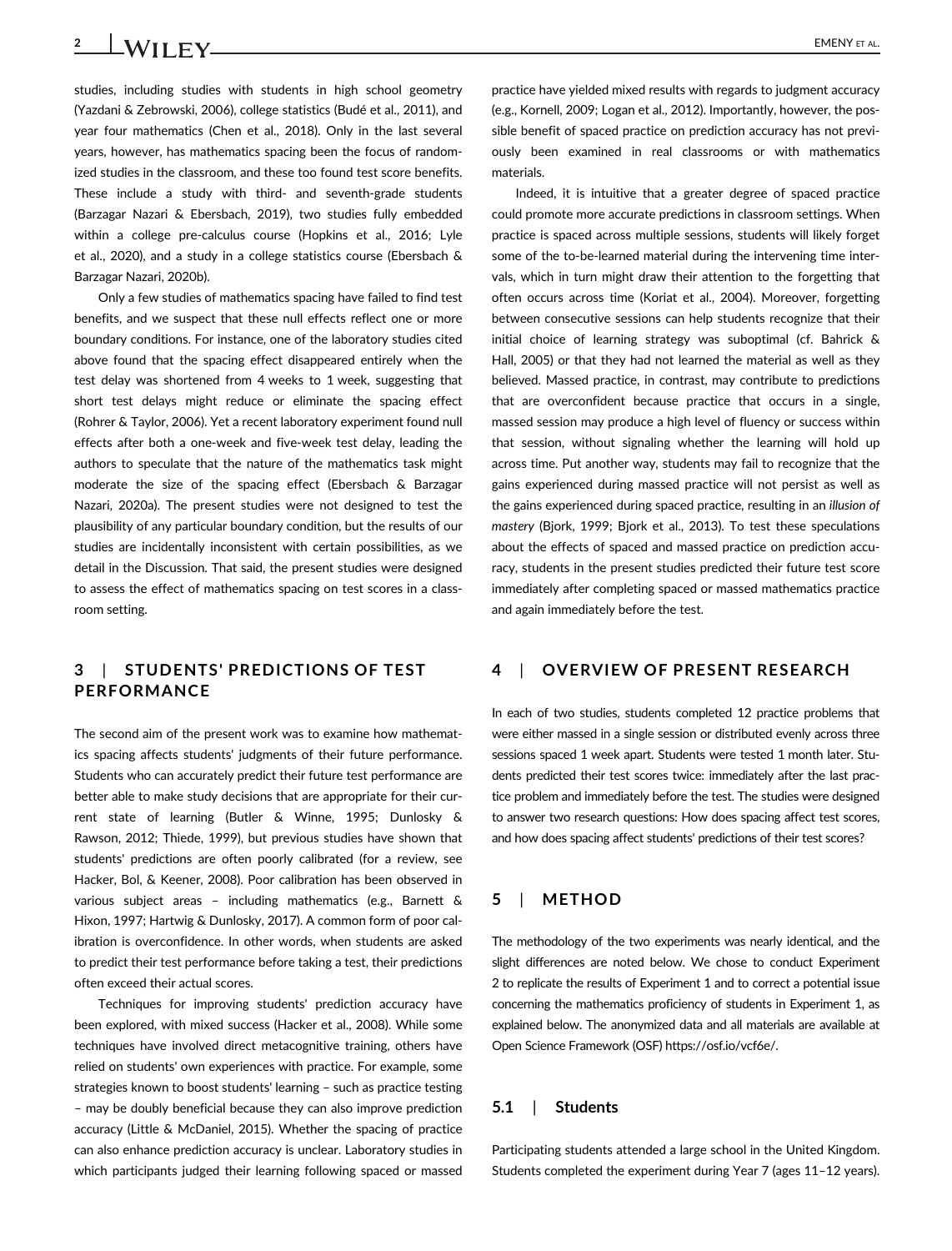studies, including studies with students in high school geometry (Yazdani & Zebrowski, 2006), college statistics (Budé et al., 2011), and year four mathematics (Chen et al., 2018). Only in the last several years, however, has mathematics spacing been the focus of randomized studies in the classroom, and these too found test score benefits. These include a study with third- and seventh-grade students (Barzagar Nazari & Ebersbach, 2019), two studies fully embedded within a college pre-calculus course (Hopkins et al., 2016; Lyle et al., 2020), and a study in a college statistics course (Ebersbach & Barzagar Nazari, 2020b).

Only a few studies of mathematics spacing have failed to find test benefits, and we suspect that these null effects reflect one or more boundary conditions. For instance, one of the laboratory studies cited above found that the spacing effect disappeared entirely when the test delay was shortened from 4 weeks to 1 week, suggesting that short test delays might reduce or eliminate the spacing effect (Rohrer & Taylor, 2006). Yet a recent laboratory experiment found null effects after both a one-week and five-week test delay, leading the authors to speculate that the nature of the mathematics task might moderate the size of the spacing effect (Ebersbach & Barzagar Nazari, 2020a). The present studies were not designed to test the plausibility of any particular boundary condition, but the results of our studies are incidentally inconsistent with certain possibilities, as we detail in the Discussion. That said, the present studies were designed to assess the effect of mathematics spacing on test scores in a classroom setting.

## 3 | STUDENTS' PREDICTIONS OF TEST PERFORMANCE

The second aim of the present work was to examine how mathematics spacing affects students' judgments of their future performance. Students who can accurately predict their future test performance are better able to make study decisions that are appropriate for their current state of learning (Butler & Winne, 1995; Dunlosky & Rawson, 2012; Thiede, 1999), but previous studies have shown that students' predictions are often poorly calibrated (for a review, see Hacker, Bol, & Keener, 2008). Poor calibration has been observed in various subject areas – including mathematics (e.g., Barnett & Hixon, 1997; Hartwig & Dunlosky, 2017). A common form of poor calibration is overconfidence. In other words, when students are asked to predict their test performance before taking a test, their predictions often exceed their actual scores.

Techniques for improving students' prediction accuracy have been explored, with mixed success (Hacker et al., 2008). While some techniques have involved direct metacognitive training, others have relied on students' own experiences with practice. For example, some strategies known to boost students' learning – such as practice testing – may be doubly beneficial because they can also improve prediction accuracy (Little & McDaniel, 2015). Whether the spacing of practice can also enhance prediction accuracy is unclear. Laboratory studies in which participants judged their learning following spaced or massed practice have yielded mixed results with regards to judgment accuracy (e.g., Kornell, 2009; Logan et al., 2012). Importantly, however, the possible benefit of spaced practice on prediction accuracy has not previously been examined in real classrooms or with mathematics materials.

Indeed, it is intuitive that a greater degree of spaced practice could promote more accurate predictions in classroom settings. When practice is spaced across multiple sessions, students will likely forget some of the to-be-learned material during the intervening time intervals, which in turn might draw their attention to the forgetting that often occurs across time (Koriat et al., 2004). Moreover, forgetting between consecutive sessions can help students recognize that their initial choice of learning strategy was suboptimal (cf. Bahrick & Hall, 2005) or that they had not learned the material as well as they believed. Massed practice, in contrast, may contribute to predictions that are overconfident because practice that occurs in a single, massed session may produce a high level of fluency or success within that session, without signaling whether the learning will hold up across time. Put another way, students may fail to recognize that the gains experienced during massed practice will not persist as well as the gains experienced during spaced practice, resulting in an *illusion of mastery* (Bjork, 1999; Bjork et al., 2013). To test these speculations about the effects of spaced and massed practice on prediction accuracy, students in the present studies predicted their future test score immediately after completing spaced or massed mathematics practice and again immediately before the test.

## 4 | OVERVIEW OF PRESENT RESEARCH

In each of two studies, students completed 12 practice problems that were either massed in a single session or distributed evenly across three sessions spaced 1 week apart. Students were tested 1 month later. Students predicted their test scores twice: immediately after the last practice problem and immediately before the test. The studies were designed to answer two research questions: How does spacing affect test scores, and how does spacing affect students' predictions of their test scores?

## 5 | METHOD

The methodology of the two experiments was nearly identical, and the slight differences are noted below. We chose to conduct Experiment 2 to replicate the results of Experiment 1 and to correct a potential issue concerning the mathematics proficiency of students in Experiment 1, as explained below. The anonymized data and all materials are available at Open Science Framework (OSF) https://osf.io/vcf6e/.

### 5.1 | Students

Participating students attended a large school in the United Kingdom. Students completed the experiment during Year 7 (ages 11–12 years).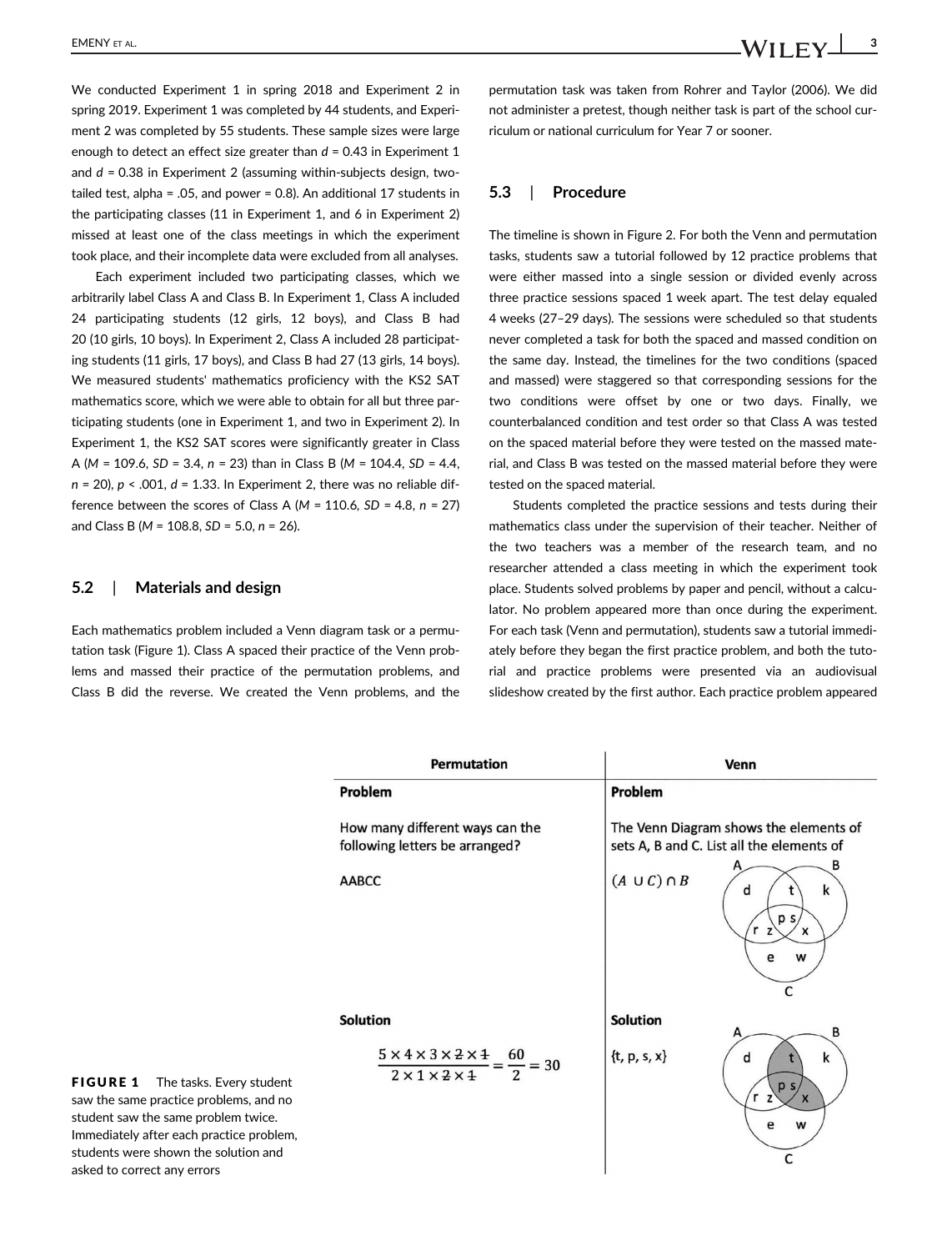We conducted Experiment 1 in spring 2018 and Experiment 2 in spring 2019. Experiment 1 was completed by 44 students, and Experiment 2 was completed by 55 students. These sample sizes were large enough to detect an effect size greater than $d$ = 0.43 in Experiment 1 and $d$ = 0.38 in Experiment 2 (assuming within-subjects design, two-tailed test, alpha = .05, and power = 0.8). An additional 17 students in the participating classes (11 in Experiment 1, and 6 in Experiment 2) missed at least one of the class meetings in which the experiment took place, and their incomplete data were excluded from all analyses.

Each experiment included two participating classes, which we arbitrarily label Class A and Class B. In Experiment 1, Class A included 24 participating students (12 girls, 12 boys), and Class B had 20 (10 girls, 10 boys). In Experiment 2, Class A included 28 participating students (11 girls, 17 boys), and Class B had 27 (13 girls, 14 boys). We measured students' mathematics proficiency with the KS2 SAT mathematics score, which we were able to obtain for all but three participating students (one in Experiment 1, and two in Experiment 2). In Experiment 1, the KS2 SAT scores were significantly greater in Class A ($M$ = 109.6, $SD$ = 3.4, $n$ = 23) than in Class B ($M$ = 104.4, $SD$ = 4.4, $n$ = 20), $p$ < .001, $d$ = 1.33. In Experiment 2, there was no reliable difference between the scores of Class A ($M$ = 110.6, $SD$ = 4.8, $n$ = 27) and Class B ($M$ = 108.8, $SD$ = 5.0, $n$ = 26).

## 5.2 | Materials and design

Each mathematics problem included a Venn diagram task or a permutation task (Figure 1). Class A spaced their practice of the Venn problems and massed their practice of the permutation problems, and Class B did the reverse. We created the Venn problems, and the permutation task was taken from Rohrer and Taylor (2006). We did not administer a pretest, though neither task is part of the school curriculum or national curriculum for Year 7 or sooner.

## 5.3 | Procedure

The timeline is shown in Figure 2. For both the Venn and permutation tasks, students saw a tutorial followed by 12 practice problems that were either massed into a single session or divided evenly across three practice sessions spaced 1 week apart. The test delay equaled 4 weeks (27–29 days). The sessions were scheduled so that students never completed a task for both the spaced and massed condition on the same day. Instead, the timelines for the two conditions (spaced and massed) were staggered so that corresponding sessions for the two conditions were offset by one or two days. Finally, we counterbalanced condition and test order so that Class A was tested on the spaced material before they were tested on the massed material, and Class B was tested on the massed material before they were tested on the spaced material.

Students completed the practice sessions and tests during their mathematics class under the supervision of their teacher. Neither of the two teachers was a member of the research team, and no researcher attended a class meeting in which the experiment took place. Students solved problems by paper and pencil, without a calculator. No problem appeared more than once during the experiment. For each task (Venn and permutation), students saw a tutorial immediately before they began the first practice problem, and both the tutorial and practice problems were presented via an audiovisual slideshow created by the first author. Each practice problem appeared

| Permutation | Venn |
|---|---|
| **Problem** | **Problem** |
| How many different ways can the following letters be arranged? AABCC | The Venn Diagram shows the elements of sets A, B and C. List all the elements of $(A \cup C) \cap B$ |
| **Solution** | **Solution** |
| $\dfrac{5 \times 4 \times 3 \times \cancel{2} \times \cancel{1}}{2 \times 1 \times \cancel{2} \times \cancel{1}} = \dfrac{60}{2} = 30$ | {t, p, s, x} |

**FIGURE 1** The tasks. Every student saw the same practice problems, and no student saw the same problem twice. Immediately after each practice problem, students were shown the solution and asked to correct any errors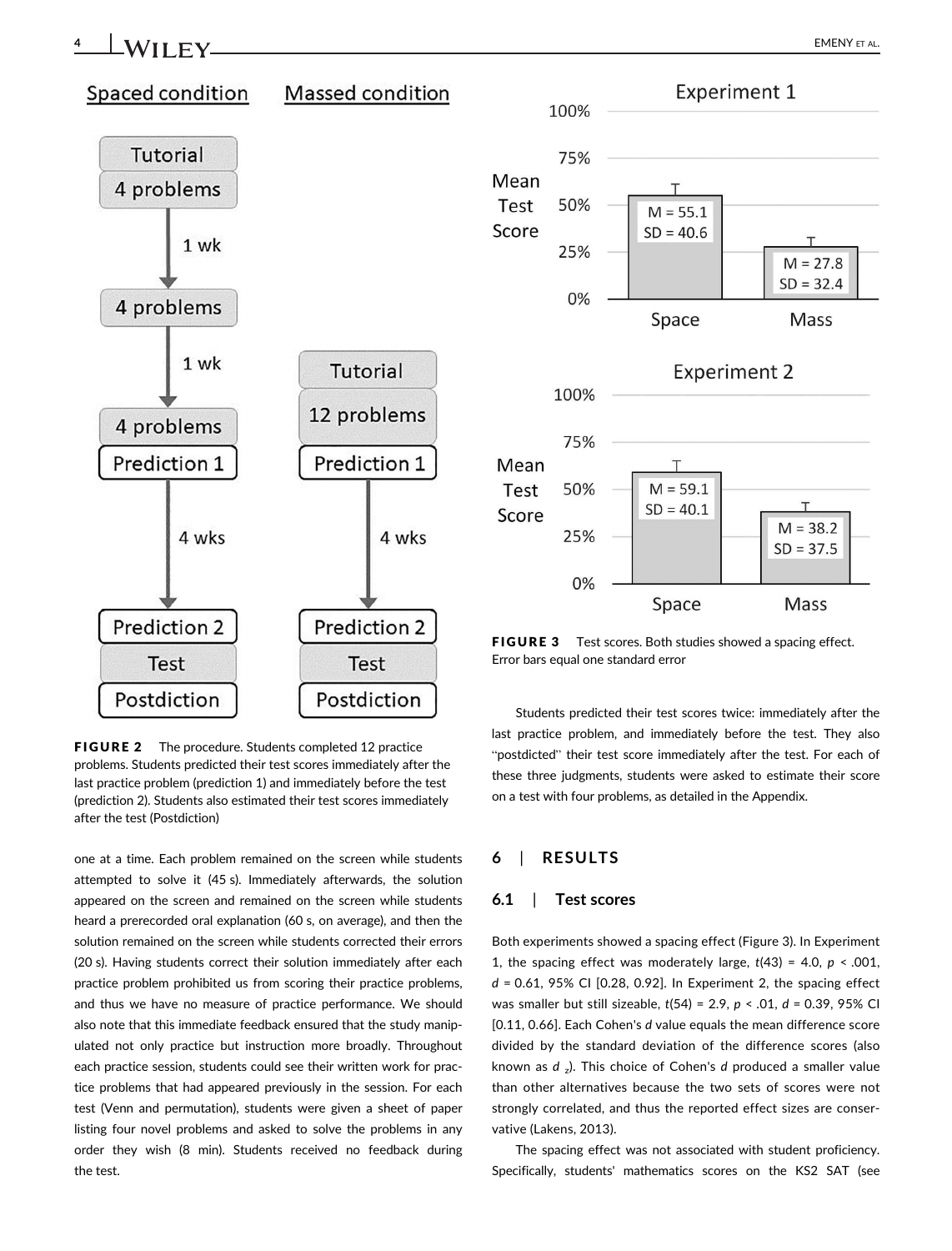FIGURE 2 The procedure. Students completed 12 practice problems. Students predicted their test scores immediately after the last practice problem (prediction 1) and immediately before the test (prediction 2). Students also estimated their test scores immediately after the test (Postdiction)

FIGURE 3 Test scores. Both studies showed a spacing effect. Error bars equal one standard error

one at a time. Each problem remained on the screen while students attempted to solve it (45 s). Immediately afterwards, the solution appeared on the screen and remained on the screen while students heard a prerecorded oral explanation (60 s, on average), and then the solution remained on the screen while students corrected their errors (20 s). Having students correct their solution immediately after each practice problem prohibited us from scoring their practice problems, and thus we have no measure of practice performance. We should also note that this immediate feedback ensured that the study manipulated not only practice but instruction more broadly. Throughout each practice session, students could see their written work for practice problems that had appeared previously in the session. For each test (Venn and permutation), students were given a sheet of paper listing four novel problems and asked to solve the problems in any order they wish (8 min). Students received no feedback during the test.

Students predicted their test scores twice: immediately after the last practice problem, and immediately before the test. They also "postdicted" their test score immediately after the test. For each of these three judgments, students were asked to estimate their score on a test with four problems, as detailed in the Appendix.

## 6 | RESULTS

### 6.1 | Test scores

Both experiments showed a spacing effect (Figure 3). In Experiment 1, the spacing effect was moderately large, $t(43) = 4.0$, $p < .001$, $d = 0.61$, 95% CI [0.28, 0.92]. In Experiment 2, the spacing effect was smaller but still sizeable, $t(54) = 2.9$, $p < .01$, $d = 0.39$, 95% CI [0.11, 0.66]. Each Cohen's $d$ value equals the mean difference score divided by the standard deviation of the difference scores (also known as $d_z$). This choice of Cohen's $d$ produced a smaller value than other alternatives because the two sets of scores were not strongly correlated, and thus the reported effect sizes are conservative (Lakens, 2013).

The spacing effect was not associated with student proficiency. Specifically, students' mathematics scores on the KS2 SAT (see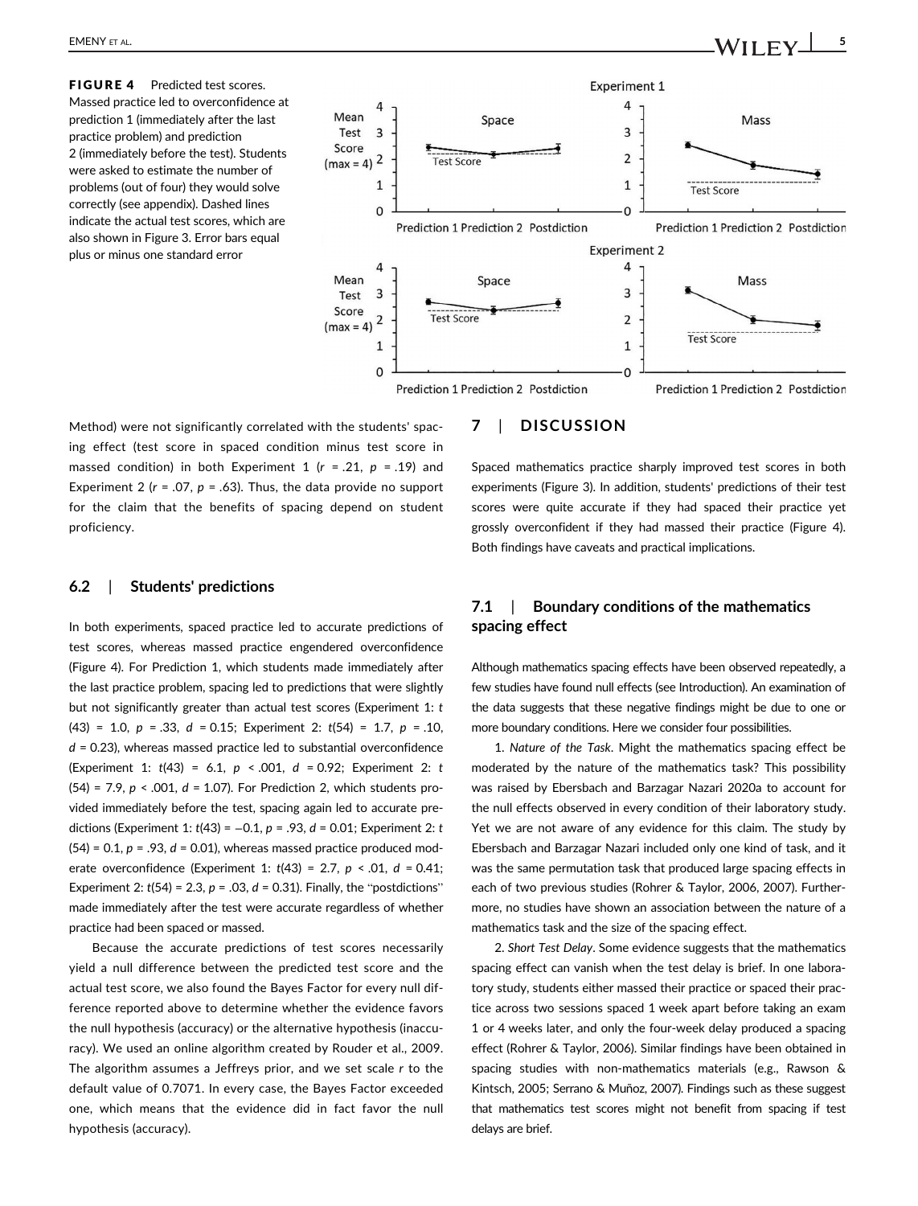**FIGURE 4** Predicted test scores. Massed practice led to overconfidence at prediction 1 (immediately after the last practice problem) and prediction 2 (immediately before the test). Students were asked to estimate the number of problems (out of four) they would solve correctly (see appendix). Dashed lines indicate the actual test scores, which are also shown in Figure 3. Error bars equal plus or minus one standard error

Method) were not significantly correlated with the students' spacing effect (test score in spaced condition minus test score in massed condition) in both Experiment 1 ($r$ = .21, $p$ = .19) and Experiment 2 ($r$ = .07, $p$ = .63). Thus, the data provide no support for the claim that the benefits of spacing depend on student proficiency.

### 6.2 | Students' predictions

In both experiments, spaced practice led to accurate predictions of test scores, whereas massed practice engendered overconfidence (Figure 4). For Prediction 1, which students made immediately after the last practice problem, spacing led to predictions that were slightly but not significantly greater than actual test scores (Experiment 1: $t(43)$ = 1.0, $p$ = .33, $d$ = 0.15; Experiment 2: $t(54)$ = 1.7, $p$ = .10, $d$ = 0.23), whereas massed practice led to substantial overconfidence (Experiment 1: $t(43)$ = 6.1, $p$ < .001, $d$ = 0.92; Experiment 2: $t(54)$ = 7.9, $p$ < .001, $d$ = 1.07). For Prediction 2, which students provided immediately before the test, spacing again led to accurate predictions (Experiment 1: $t(43)$ = –0.1, $p$ = .93, $d$ = 0.01; Experiment 2: $t(54)$ = 0.1, $p$ = .93, $d$ = 0.01), whereas massed practice produced moderate overconfidence (Experiment 1: $t(43)$ = 2.7, $p$ < .01, $d$ = 0.41; Experiment 2: $t(54)$ = 2.3, $p$ = .03, $d$ = 0.31). Finally, the "postdictions" made immediately after the test were accurate regardless of whether practice had been spaced or massed.

Because the accurate predictions of test scores necessarily yield a null difference between the predicted test score and the actual test score, we also found the Bayes Factor for every null difference reported above to determine whether the evidence favors the null hypothesis (accuracy) or the alternative hypothesis (inaccuracy). We used an online algorithm created by Rouder et al., 2009. The algorithm assumes a Jeffreys prior, and we set scale $r$ to the default value of 0.7071. In every case, the Bayes Factor exceeded one, which means that the evidence did in fact favor the null hypothesis (accuracy).

## 7 | DISCUSSION

Spaced mathematics practice sharply improved test scores in both experiments (Figure 3). In addition, students' predictions of their test scores were quite accurate if they had spaced their practice yet grossly overconfident if they had massed their practice (Figure 4). Both findings have caveats and practical implications.

### 7.1 | Boundary conditions of the mathematics spacing effect

Although mathematics spacing effects have been observed repeatedly, a few studies have found null effects (see Introduction). An examination of the data suggests that these negative findings might be due to one or more boundary conditions. Here we consider four possibilities.

1. *Nature of the Task*. Might the mathematics spacing effect be moderated by the nature of the mathematics task? This possibility was raised by Ebersbach and Barzagar Nazari 2020a to account for the null effects observed in every condition of their laboratory study. Yet we are not aware of any evidence for this claim. The study by Ebersbach and Barzagar Nazari included only one kind of task, and it was the same permutation task that produced large spacing effects in each of two previous studies (Rohrer & Taylor, 2006, 2007). Furthermore, no studies have shown an association between the nature of a mathematics task and the size of the spacing effect.

2. *Short Test Delay*. Some evidence suggests that the mathematics spacing effect can vanish when the test delay is brief. In one laboratory study, students either massed their practice or spaced their practice across two sessions spaced 1 week apart before taking an exam 1 or 4 weeks later, and only the four-week delay produced a spacing effect (Rohrer & Taylor, 2006). Similar findings have been obtained in spacing studies with non-mathematics materials (e.g., Rawson & Kintsch, 2005; Serrano & Muñoz, 2007). Findings such as these suggest that mathematics test scores might not benefit from spacing if test delays are brief.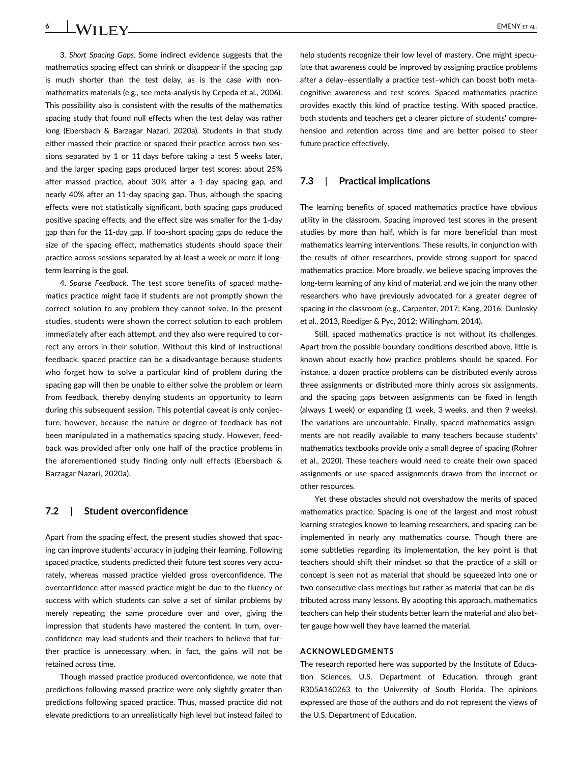3. *Short Spacing Gaps*. Some indirect evidence suggests that the mathematics spacing effect can shrink or disappear if the spacing gap is much shorter than the test delay, as is the case with non-mathematics materials (e.g., see meta-analysis by Cepeda et al., 2006). This possibility also is consistent with the results of the mathematics spacing study that found null effects when the test delay was rather long (Ebersbach & Barzagar Nazari, 2020a). Students in that study either massed their practice or spaced their practice across two sessions separated by 1 or 11 days before taking a test 5 weeks later, and the larger spacing gaps produced larger test scores: about 25% after massed practice, about 30% after a 1-day spacing gap, and nearly 40% after an 11-day spacing gap. Thus, although the spacing effects were not statistically significant, both spacing gaps produced positive spacing effects, and the effect size was smaller for the 1-day gap than for the 11-day gap. If too-short spacing gaps do reduce the size of the spacing effect, mathematics students should space their practice across sessions separated by at least a week or more if long-term learning is the goal.

4. *Sparse Feedback*. The test score benefits of spaced mathematics practice might fade if students are not promptly shown the correct solution to any problem they cannot solve. In the present studies, students were shown the correct solution to each problem immediately after each attempt, and they also were required to correct any errors in their solution. Without this kind of instructional feedback, spaced practice can be a disadvantage because students who forget how to solve a particular kind of problem during the spacing gap will then be unable to either solve the problem or learn from feedback, thereby denying students an opportunity to learn during this subsequent session. This potential caveat is only conjecture, however, because the nature or degree of feedback has not been manipulated in a mathematics spacing study. However, feedback was provided after only one half of the practice problems in the aforementioned study finding only null effects (Ebersbach & Barzagar Nazari, 2020a).

## 7.2 | Student overconfidence

Apart from the spacing effect, the present studies showed that spacing can improve students' accuracy in judging their learning. Following spaced practice, students predicted their future test scores very accurately, whereas massed practice yielded gross overconfidence. The overconfidence after massed practice might be due to the fluency or success with which students can solve a set of similar problems by merely repeating the same procedure over and over, giving the impression that students have mastered the content. In turn, overconfidence may lead students and their teachers to believe that further practice is unnecessary when, in fact, the gains will not be retained across time.

Though massed practice produced overconfidence, we note that predictions following massed practice were only slightly greater than predictions following spaced practice. Thus, massed practice did not elevate predictions to an unrealistically high level but instead failed to help students recognize their low level of mastery. One might speculate that awareness could be improved by assigning practice problems after a delay–essentially a practice test–which can boost both metacognitive awareness and test scores. Spaced mathematics practice provides exactly this kind of practice testing. With spaced practice, both students and teachers get a clearer picture of students' comprehension and retention across time and are better poised to steer future practice effectively.

## 7.3 | Practical implications

The learning benefits of spaced mathematics practice have obvious utility in the classroom. Spacing improved test scores in the present studies by more than half, which is far more beneficial than most mathematics learning interventions. These results, in conjunction with the results of other researchers, provide strong support for spaced mathematics practice. More broadly, we believe spacing improves the long-term learning of any kind of material, and we join the many other researchers who have previously advocated for a greater degree of spacing in the classroom (e.g., Carpenter, 2017; Kang, 2016; Dunlosky et al., 2013, Roediger & Pyc, 2012; Willingham, 2014).

Still, spaced mathematics practice is not without its challenges. Apart from the possible boundary conditions described above, little is known about exactly how practice problems should be spaced. For instance, a dozen practice problems can be distributed evenly across three assignments or distributed more thinly across six assignments, and the spacing gaps between assignments can be fixed in length (always 1 week) or expanding (1 week, 3 weeks, and then 9 weeks). The variations are uncountable. Finally, spaced mathematics assignments are not readily available to many teachers because students' mathematics textbooks provide only a small degree of spacing (Rohrer et al., 2020). These teachers would need to create their own spaced assignments or use spaced assignments drawn from the internet or other resources.

Yet these obstacles should not overshadow the merits of spaced mathematics practice. Spacing is one of the largest and most robust learning strategies known to learning researchers, and spacing can be implemented in nearly any mathematics course. Though there are some subtleties regarding its implementation, the key point is that teachers should shift their mindset so that the practice of a skill or concept is seen not as material that should be squeezed into one or two consecutive class meetings but rather as material that can be distributed across many lessons. By adopting this approach, mathematics teachers can help their students better learn the material and also better gauge how well they have learned the material.

#### ACKNOWLEDGMENTS

The research reported here was supported by the Institute of Education Sciences, U.S. Department of Education, through grant R305A160263 to the University of South Florida. The opinions expressed are those of the authors and do not represent the views of the U.S. Department of Education.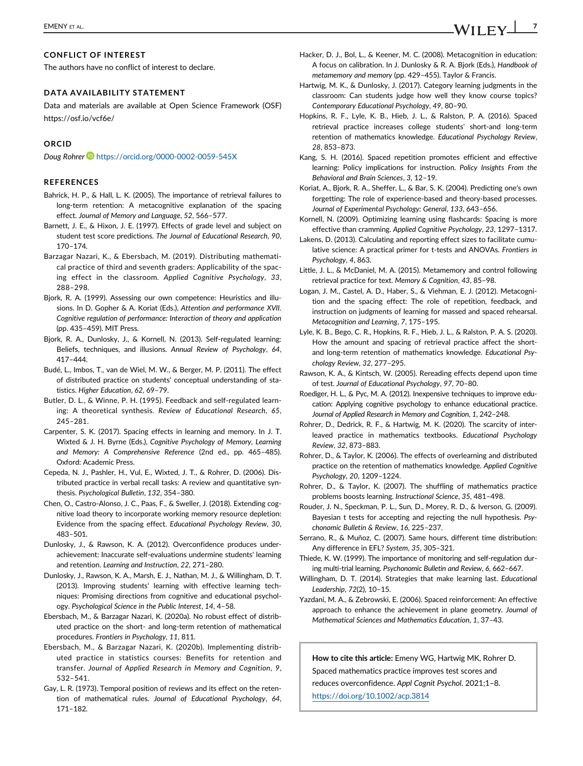## CONFLICT OF INTEREST

The authors have no conflict of interest to declare.

## DATA AVAILABILITY STATEMENT

Data and materials are available at Open Science Framework (OSF) https://osf.io/vcf6e/

## ORCID

*Doug Rohrer* https://orcid.org/0000-0002-0059-545X

## REFERENCES

Bahrick, H. P., & Hall, L. K. (2005). The importance of retrieval failures to long-term retention: A metacognitive explanation of the spacing effect. *Journal of Memory and Language*, *52*, 566–577.

Barnett, J. E., & Hixon, J. E. (1997). Effects of grade level and subject on student test score predictions. *The Journal of Educational Research*, *90*, 170–174.

Barzagar Nazari, K., & Ebersbach, M. (2019). Distributing mathematical practice of third and seventh graders: Applicability of the spacing effect in the classroom. *Applied Cognitive Psychology*, *33*, 288–298.

Bjork, R. A. (1999). Assessing our own competence: Heuristics and illusions. In D. Gopher & A. Koriat (Eds.), *Attention and performance XVII. Cognitive regulation of performance: Interaction of theory and application* (pp. 435–459). MIT Press.

Bjork, R. A., Dunlosky, J., & Kornell, N. (2013). Self-regulated learning: Beliefs, techniques, and illusions. *Annual Review of Psychology*, *64*, 417–444.

Budé, L., Imbos, T., van de Wiel, M. W., & Berger, M. P. (2011). The effect of distributed practice on students' conceptual understanding of statistics. *Higher Education*, *62*, 69–79.

Butler, D. L., & Winne, P. H. (1995). Feedback and self-regulated learning: A theoretical synthesis. *Review of Educational Research*, *65*, 245–281.

Carpenter, S. K. (2017). Spacing effects in learning and memory. In J. T. Wixted & J. H. Byrne (Eds.), *Cognitive Psychology of Memory, Learning and Memory: A Comprehensive Reference* (2nd ed., pp. 465–485). Oxford: Academic Press.

Cepeda, N. J., Pashler, H., Vul, E., Wixted, J. T., & Rohrer, D. (2006). Distributed practice in verbal recall tasks: A review and quantitative synthesis. *Psychological Bulletin*, *132*, 354–380.

Chen, O., Castro-Alonso, J. C., Paas, F., & Sweller, J. (2018). Extending cognitive load theory to incorporate working memory resource depletion: Evidence from the spacing effect. *Educational Psychology Review*, *30*, 483–501.

Dunlosky, J., & Rawson, K. A. (2012). Overconfidence produces underachievement: Inaccurate self-evaluations undermine students' learning and retention. *Learning and Instruction*, *22*, 271–280.

Dunlosky, J., Rawson, K. A., Marsh, E. J., Nathan, M. J., & Willingham, D. T. (2013). Improving students' learning with effective learning techniques: Promising directions from cognitive and educational psychology. *Psychological Science in the Public Interest*, *14*, 4–58.

Ebersbach, M., & Barzagar Nazari, K. (2020a). No robust effect of distributed practice on the short- and long-term retention of mathematical procedures. *Frontiers in Psychology*, *11*, 811.

Ebersbach, M., & Barzagar Nazari, K. (2020b). Implementing distributed practice in statistics courses: Benefits for retention and transfer. *Journal of Applied Research in Memory and Cognition*, *9*, 532–541.

Gay, L. R. (1973). Temporal position of reviews and its effect on the retention of mathematical rules. *Journal of Educational Psychology*, *64*, 171–182.

Hacker, D. J., Bol, L., & Keener, M. C. (2008). Metacognition in education: A focus on calibration. In J. Dunlosky & R. A. Bjork (Eds.), *Handbook of metamemory and memory* (pp. 429–455). Taylor & Francis.

Hartwig, M. K., & Dunlosky, J. (2017). Category learning judgments in the classroom: Can students judge how well they know course topics? *Contemporary Educational Psychology*, *49*, 80–90.

Hopkins, R. F., Lyle, K. B., Hieb, J. L., & Ralston, P. A. (2016). Spaced retrieval practice increases college students' short-and long-term retention of mathematics knowledge. *Educational Psychology Review*, *28*, 853–873.

Kang, S. H. (2016). Spaced repetition promotes efficient and effective learning: Policy implications for instruction. *Policy Insights From the Behavioral and Brain Sciences*, *3*, 12–19.

Koriat, A., Bjork, R. A., Sheffer, L., & Bar, S. K. (2004). Predicting one's own forgetting: The role of experience-based and theory-based processes. *Journal of Experimental Psychology: General*, *133*, 643–656.

Kornell, N. (2009). Optimizing learning using flashcards: Spacing is more effective than cramming. *Applied Cognitive Psychology*, *23*, 1297–1317.

Lakens, D. (2013). Calculating and reporting effect sizes to facilitate cumulative science: A practical primer for t-tests and ANOVAs. *Frontiers in Psychology*, *4*, 863.

Little, J. L., & McDaniel, M. A. (2015). Metamemory and control following retrieval practice for text. *Memory & Cognition*, *43*, 85–98.

Logan, J. M., Castel, A. D., Haber, S., & Viehman, E. J. (2012). Metacognition and the spacing effect: The role of repetition, feedback, and instruction on judgments of learning for massed and spaced rehearsal. *Metacognition and Learning*, *7*, 175–195.

Lyle, K. B., Bego, C. R., Hopkins, R. F., Hieb, J. L., & Ralston, P. A. S. (2020). How the amount and spacing of retrieval practice affect the short- and long-term retention of mathematics knowledge. *Educational Psychology Review*, *32*, 277–295.

Rawson, K. A., & Kintsch, W. (2005). Rereading effects depend upon time of test. *Journal of Educational Psychology*, *97*, 70–80.

Roediger, H. L., & Pyc, M. A. (2012). Inexpensive techniques to improve education: Applying cognitive psychology to enhance educational practice. *Journal of Applied Research in Memory and Cognition*, *1*, 242–248.

Rohrer, D., Dedrick, R. F., & Hartwig, M. K. (2020). The scarcity of interleaved practice in mathematics textbooks. *Educational Psychology Review*, *32*, 873–883.

Rohrer, D., & Taylor, K. (2006). The effects of overlearning and distributed practice on the retention of mathematics knowledge. *Applied Cognitive Psychology*, *20*, 1209–1224.

Rohrer, D., & Taylor, K. (2007). The shuffling of mathematics practice problems boosts learning. *Instructional Science*, *35*, 481–498.

Rouder, J. N., Speckman, P. L., Sun, D., Morey, R. D., & Iverson, G. (2009). Bayesian t tests for accepting and rejecting the null hypothesis. *Psychonomic Bulletin & Review*, *16*, 225–237.

Serrano, R., & Muñoz, C. (2007). Same hours, different time distribution: Any difference in EFL? *System*, *35*, 305–321.

Thiede, K. W. (1999). The importance of monitoring and self-regulation during multi-trial learning. *Psychonomic Bulletin and Review*, *6*, 662–667.

Willingham, D. T. (2014). Strategies that make learning last. *Educational Leadership*, *72*(2), 10–15.

Yazdani, M. A., & Zebrowski, E. (2006). Spaced reinforcement: An effective approach to enhance the achievement in plane geometry. *Journal of Mathematical Sciences and Mathematics Education*, *1*, 37–43.

**How to cite this article:** Emeny WG, Hartwig MK, Rohrer D. Spaced mathematics practice improves test scores and reduces overconfidence. *Appl Cognit Psychol*. 2021;1–8. https://doi.org/10.1002/acp.3814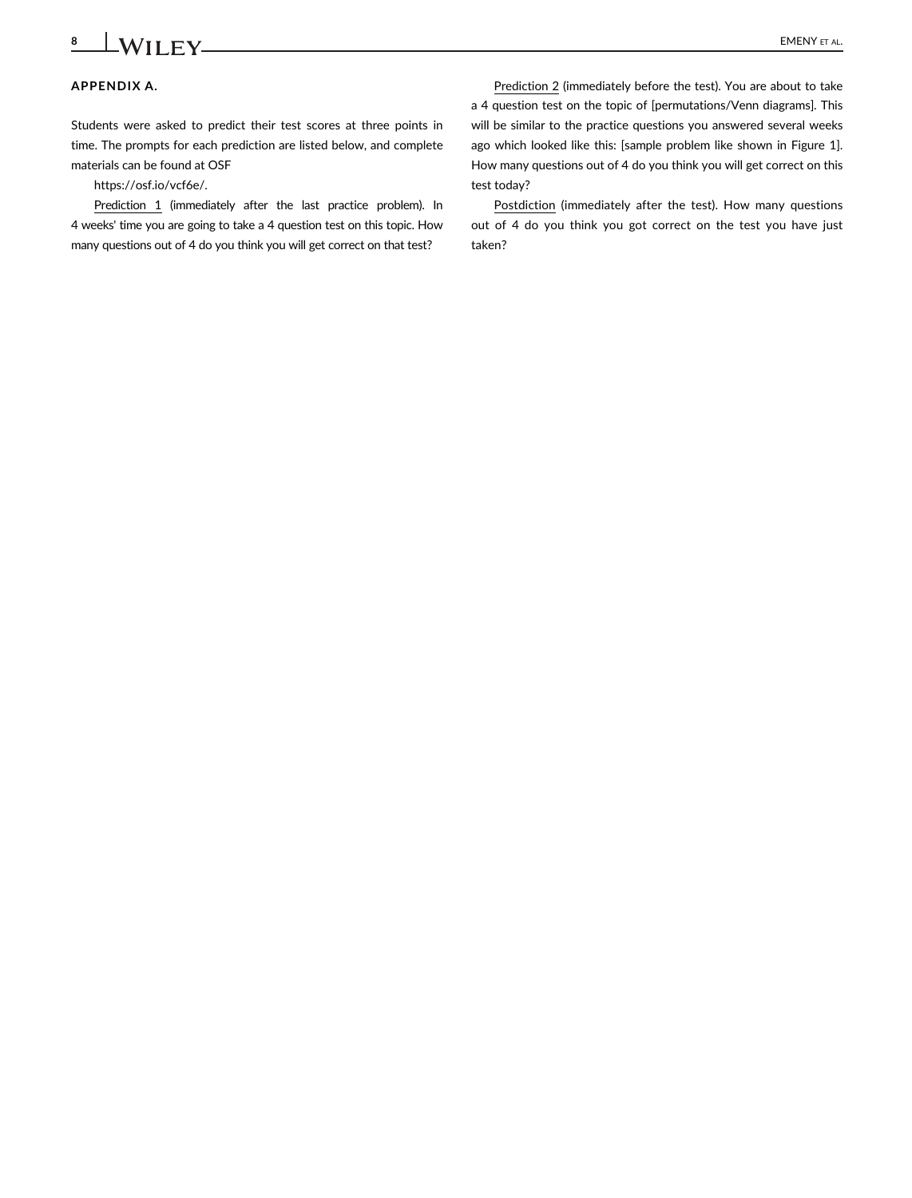## APPENDIX A.

Students were asked to predict their test scores at three points in time. The prompts for each prediction are listed below, and complete materials can be found at OSF

https://osf.io/vcf6e/.

Prediction 1 (immediately after the last practice problem). In 4 weeks' time you are going to take a 4 question test on this topic. How many questions out of 4 do you think you will get correct on that test?

Prediction 2 (immediately before the test). You are about to take a 4 question test on the topic of [permutations/Venn diagrams]. This will be similar to the practice questions you answered several weeks ago which looked like this: [sample problem like shown in Figure 1]. How many questions out of 4 do you think you will get correct on this test today?

Postdiction (immediately after the test). How many questions out of 4 do you think you got correct on the test you have just taken?